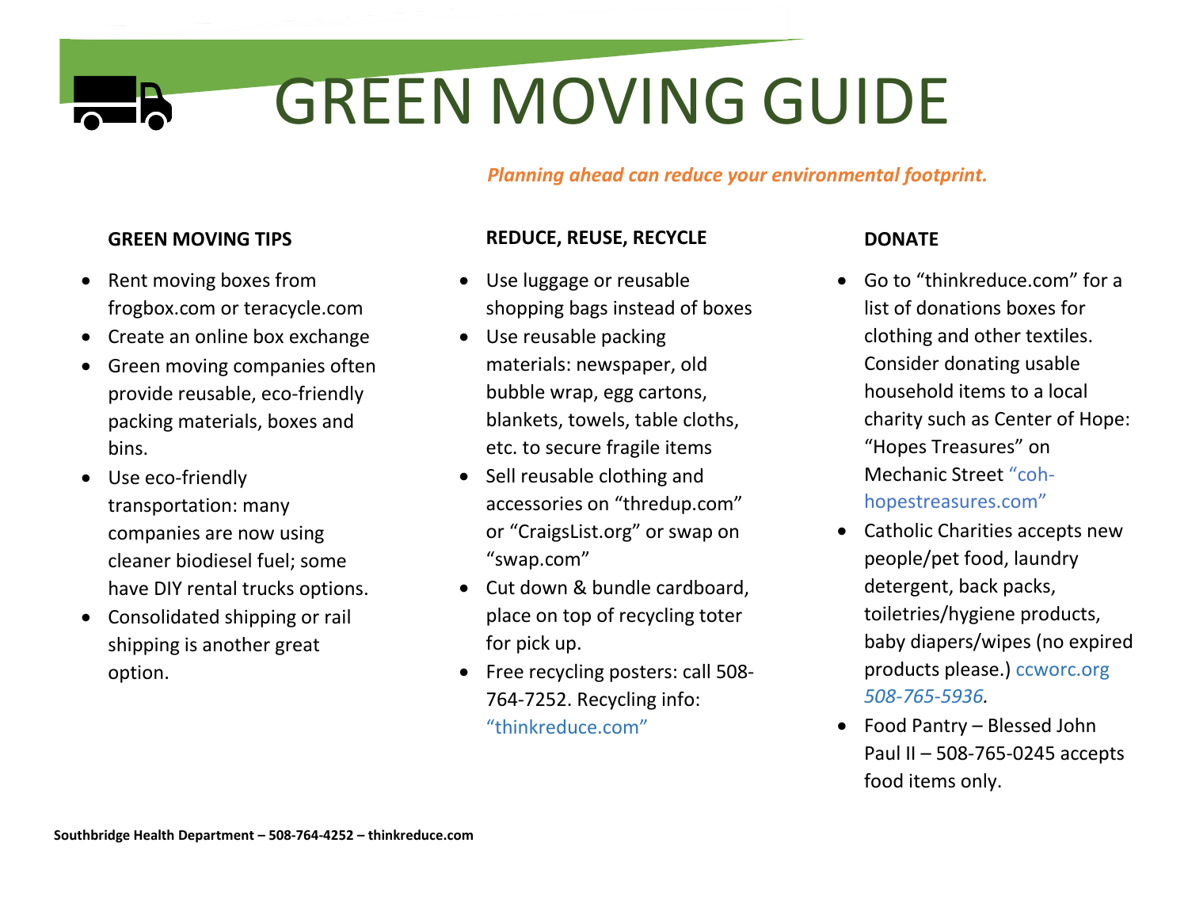# GREEN MOVING GUIDE

***Planning ahead can reduce your environmental footprint.***

**GREEN MOVING TIPS**

- Rent moving boxes from frogbox.com or teracycle.com
- Create an online box exchange
- Green moving companies often provide reusable, eco-friendly packing materials, boxes and bins.
- Use eco-friendly transportation: many companies are now using cleaner biodiesel fuel; some have DIY rental trucks options.
- Consolidated shipping or rail shipping is another great option.

**REDUCE, REUSE, RECYCLE**

- Use luggage or reusable shopping bags instead of boxes
- Use reusable packing materials: newspaper, old bubble wrap, egg cartons, blankets, towels, table cloths, etc. to secure fragile items
- Sell reusable clothing and accessories on "thredup.com" or "CraigsList.org" or swap on "swap.com"
- Cut down & bundle cardboard, place on top of recycling toter for pick up.
- Free recycling posters: call 508-764-7252. Recycling info: "thinkreduce.com"

**DONATE**

- Go to "thinkreduce.com" for a list of donations boxes for clothing and other textiles. Consider donating usable household items to a local charity such as Center of Hope: "Hopes Treasures" on Mechanic Street "coh-hopestreasures.com"
- Catholic Charities accepts new people/pet food, laundry detergent, back packs, toiletries/hygiene products, baby diapers/wipes (no expired products please.) ccworc.org *508-765-5936.*
- Food Pantry – Blessed John Paul II – 508-765-0245 accepts food items only.

**Southbridge Health Department – 508-764-4252 – thinkreduce.com**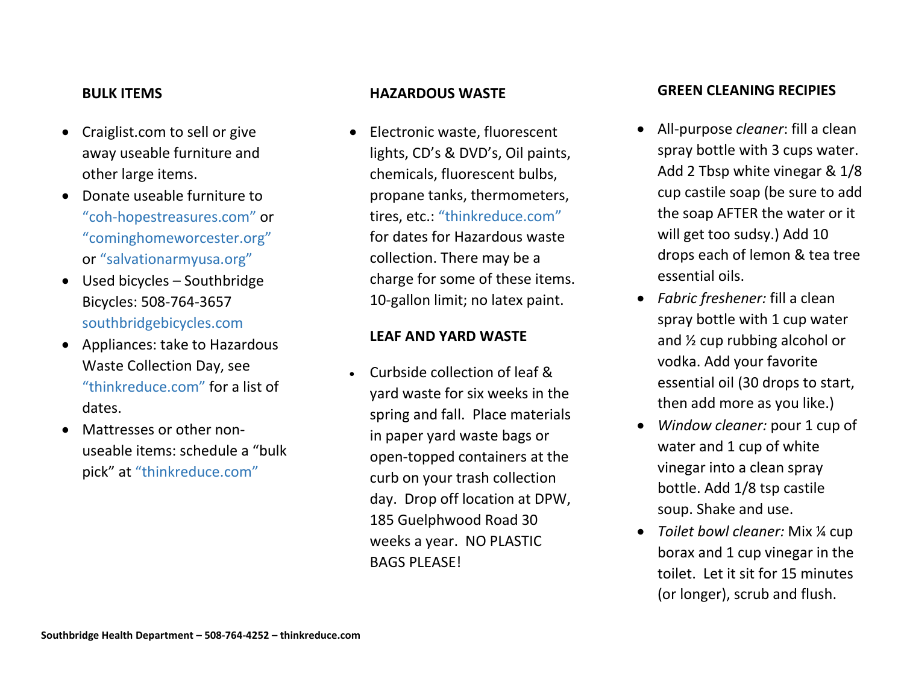## BULK ITEMS

- Craiglist.com to sell or give away useable furniture and other large items.
- Donate useable furniture to "coh-hopestreasures.com" or "cominghomeworcester.org" or "salvationarmyusa.org"
- Used bicycles – Southbridge Bicycles: 508-764-3657 southbridgebicycles.com
- Appliances: take to Hazardous Waste Collection Day, see "thinkreduce.com" for a list of dates.
- Mattresses or other non-useable items: schedule a "bulk pick" at "thinkreduce.com"

## HAZARDOUS WASTE

- Electronic waste, fluorescent lights, CD's & DVD's, Oil paints, chemicals, fluorescent bulbs, propane tanks, thermometers, tires, etc.: "thinkreduce.com" for dates for Hazardous waste collection. There may be a charge for some of these items. 10-gallon limit; no latex paint.

## LEAF AND YARD WASTE

- Curbside collection of leaf & yard waste for six weeks in the spring and fall. Place materials in paper yard waste bags or open-topped containers at the curb on your trash collection day. Drop off location at DPW, 185 Guelphwood Road 30 weeks a year. NO PLASTIC BAGS PLEASE!

## GREEN CLEANING RECIPIES

- All-purpose *cleaner*: fill a clean spray bottle with 3 cups water. Add 2 Tbsp white vinegar & 1/8 cup castile soap (be sure to add the soap AFTER the water or it will get too sudsy.) Add 10 drops each of lemon & tea tree essential oils.
- *Fabric freshener:* fill a clean spray bottle with 1 cup water and ½ cup rubbing alcohol or vodka. Add your favorite essential oil (30 drops to start, then add more as you like.)
- *Window cleaner:* pour 1 cup of water and 1 cup of white vinegar into a clean spray bottle. Add 1/8 tsp castile soup. Shake and use.
- *Toilet bowl cleaner:* Mix ¼ cup borax and 1 cup vinegar in the toilet. Let it sit for 15 minutes (or longer), scrub and flush.

**Southbridge Health Department – 508-764-4252 – thinkreduce.com**